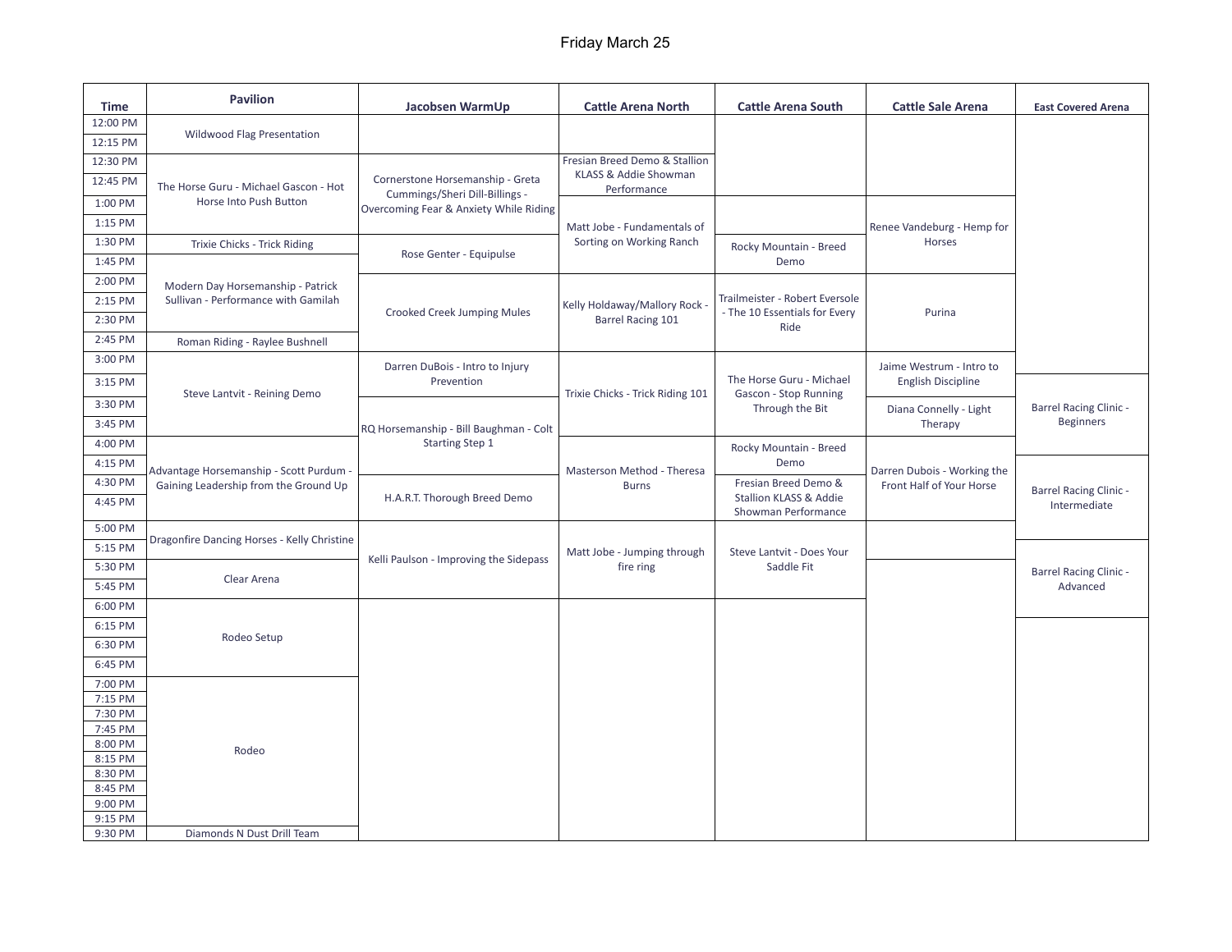# Friday March 25

| Time | Pavilion | Jacobsen WarmUp | Cattle Arena North | Cattle Arena South | Cattle Sale Arena | East Covered Arena |
|---|---|---|---|---|---|---|
| 12:00 PM | Wildwood Flag Presentation | | | | | |
| 12:15 PM | | | | | | |
| 12:30 PM | The Horse Guru - Michael Gascon - Hot Horse Into Push Button | Cornerstone Horsemanship - Greta Cummings/Sheri Dill-Billings - Overcoming Fear & Anxiety While Riding | Fresian Breed Demo & Stallion KLASS & Addie Showman Performance | | | |
| 12:45 PM | | | | | | |
| 1:00 PM | | | Matt Jobe - Fundamentals of Sorting on Working Ranch | | Renee Vandeburg - Hemp for Horses | |
| 1:15 PM | | | | | | |
| 1:30 PM | Trixie Chicks - Trick Riding | Rose Genter - Equipulse | | Rocky Mountain - Breed Demo | | |
| 1:45 PM | Modern Day Horsemanship - Patrick Sullivan - Performance with Gamilah | | | | | |
| 2:00 PM | | Crooked Creek Jumping Mules | Kelly Holdaway/Mallory Rock - Barrel Racing 101 | Trailmeister - Robert Eversole - The 10 Essentials for Every Ride | Purina | |
| 2:15 PM | | | | | | |
| 2:30 PM | | | | | | |
| 2:45 PM | Roman Riding - Raylee Bushnell | | | | | |
| 3:00 PM | Steve Lantvit - Reining Demo | Darren DuBois - Intro to Injury Prevention | Trixie Chicks - Trick Riding 101 | The Horse Guru - Michael Gascon - Stop Running Through the Bit | Jaime Westrum - Intro to English Discipline | |
| 3:15 PM | | | | | | Barrel Racing Clinic - Beginners |
| 3:30 PM | | RQ Horsemanship - Bill Baughman - Colt Starting Step 1 | | | Diana Connelly - Light Therapy | |
| 3:45 PM | | | | | | |
| 4:00 PM | Advantage Horsemanship - Scott Purdum - Gaining Leadership from the Ground Up | | Masterson Method - Theresa Burns | Rocky Mountain - Breed Demo | Darren Dubois - Working the Front Half of Your Horse | |
| 4:15 PM | | | | | | Barrel Racing Clinic - Intermediate |
| 4:30 PM | | H.A.R.T. Thorough Breed Demo | | Fresian Breed Demo & Stallion KLASS & Addie Showman Performance | | |
| 4:45 PM | | | | | | |
| 5:00 PM | Dragonfire Dancing Horses - Kelly Christine | Kelli Paulson - Improving the Sidepass | Matt Jobe - Jumping through fire ring | Steve Lantvit - Does Your Saddle Fit | | |
| 5:15 PM | | | | | | Barrel Racing Clinic - Advanced |
| 5:30 PM | Clear Arena | | | | | |
| 5:45 PM | | | | | | |
| 6:00 PM | Rodeo Setup | | | | | |
| 6:15 PM | | | | | | |
| 6:30 PM | | | | | | |
| 6:45 PM | | | | | | |
| 7:00 PM | Rodeo | | | | | |
| 7:15 PM | | | | | | |
| 7:30 PM | | | | | | |
| 7:45 PM | | | | | | |
| 8:00 PM | | | | | | |
| 8:15 PM | | | | | | |
| 8:30 PM | | | | | | |
| 8:45 PM | | | | | | |
| 9:00 PM | | | | | | |
| 9:15 PM | | | | | | |
| 9:30 PM | Diamonds N Dust Drill Team | | | | | |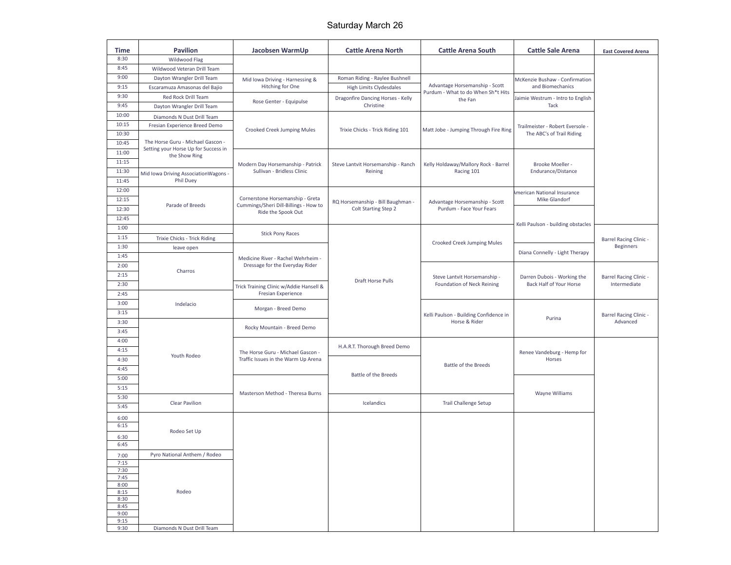# Saturday March 26

| Time | Pavilion | Jacobsen WarmUp | Cattle Arena North | Cattle Arena South | Cattle Sale Arena | East Covered Arena |
|---|---|---|---|---|---|---|
| 8:30 | Wildwood Flag | | | | | |
| 8:45 | Wildwood Veteran Drill Team | | | | | |
| 9:00 | Dayton Wrangler Drill Team | Mid Iowa Driving - Harnessing & Hitching for One | Roman Riding - Raylee Bushnell | Advantage Horsemanship - Scott Purdum - What to do When Sh*t Hits the Fan | McKenzie Bushaw - Confirmation and Biomechanics | |
| 9:15 | Escaramuza Amasonas del Bajio | | High Limits Clydesdales | | | |
| 9:30 | Red Rock Drill Team | Rose Genter - Equipulse | Dragonfire Dancing Horses - Kelly Christine | | Jaimie Westrum - Intro to English Tack | |
| 9:45 | Dayton Wrangler Drill Team | | | | | |
| 10:00 | Diamonds N Dust Drill Team | Crooked Creek Jumping Mules | Trixie Chicks - Trick Riding 101 | Matt Jobe - Jumping Through Fire Ring | Trailmeister - Robert Eversole - The ABC's of Trail Riding | |
| 10:15 | Fresian Experience Breed Demo | | | | | |
| 10:30 | The Horse Guru - Michael Gascon - Setting your Horse Up for Success in the Show Ring | | | | | |
| 10:45 | | | | | | |
| 11:00 | | Modern Day Horsemanship - Patrick Sullivan - Bridless Clinic | Steve Lantvit Horsemanship - Ranch Reining | Kelly Holdaway/Mallory Rock - Barrel Racing 101 | Brooke Moeller - Endurance/Distance | |
| 11:15 | | | | | | |
| 11:30 | Mid Iowa Driving AssociationWagons - Phil Duey | | | | | |
| 11:45 | | | | | | |
| 12:00 | Parade of Breeds | Cornerstone Horsemanship - Greta Cummings/Sheri Dill-Billings - How to Ride the Spook Out | RQ Horsemanship - Bill Baughman - Colt Starting Step 2 | Advantage Horsemanship - Scott Purdum - Face Your Fears | American National Insurance Mike Glandorf | |
| 12:15 | | | | | | |
| 12:30 | | | | | Kelli Paulson - building obstacles | |
| 12:45 | | | | | | |
| 1:00 | | Stick Pony Races | Draft Horse Pulls | Crooked Creek Jumping Mules | | Barrel Racing Clinic - Beginners |
| 1:15 | Trixie Chicks - Trick Riding | | | | | |
| 1:30 | leave open | Medicine River - Rachel Wehrheim - Dressage for the Everyday Rider | | | Diana Connelly - Light Therapy | |
| 1:45 | Charros | | | | | |
| 2:00 | | | | Steve Lantvit Horsemanship - Foundation of Neck Reining | Darren Dubois - Working the Back Half of Your Horse | Barrel Racing Clinic - Intermediate |
| 2:15 | | | | | | |
| 2:30 | | Trick Training Clinic w/Addie Hansell & Fresian Experience | | | | |
| 2:45 | Indelacio | | | | | |
| 3:00 | | Morgan - Breed Demo | | Kelli Paulson - Building Confidence in Horse & Rider | Purina | Barrel Racing Clinic - Advanced |
| 3:15 | | | | | | |
| 3:30 | Youth Rodeo | Rocky Mountain - Breed Demo | | | | |
| 3:45 | | | | | | |
| 4:00 | | The Horse Guru - Michael Gascon - Traffic Issues in the Warm Up Arena | H.A.R.T. Thorough Breed Demo | Battle of the Breeds | Renee Vandeburg - Hemp for Horses | |
| 4:15 | | | | | | |
| 4:30 | | | Battle of the Breeds | | | |
| 4:45 | | | | | | |
| 5:00 | | Masterson Method - Theresa Burns | | | Wayne Williams | |
| 5:15 | | | | | | |
| 5:30 | Clear Pavilion | | Icelandics | Trail Challenge Setup | | |
| 5:45 | | | | | | |
| 6:00 | Rodeo Set Up | | | | | |
| 6:15 | | | | | | |
| 6:30 | | | | | | |
| 6:45 | | | | | | |
| 7:00 | Pyro National Anthem / Rodeo | | | | | |
| 7:15 | Rodeo | | | | | |
| 7:30 | | | | | | |
| 7:45 | | | | | | |
| 8:00 | | | | | | |
| 8:15 | | | | | | |
| 8:30 | | | | | | |
| 8:45 | | | | | | |
| 9:00 | | | | | | |
| 9:15 | | | | | | |
| 9:30 | Diamonds N Dust Drill Team | | | | | |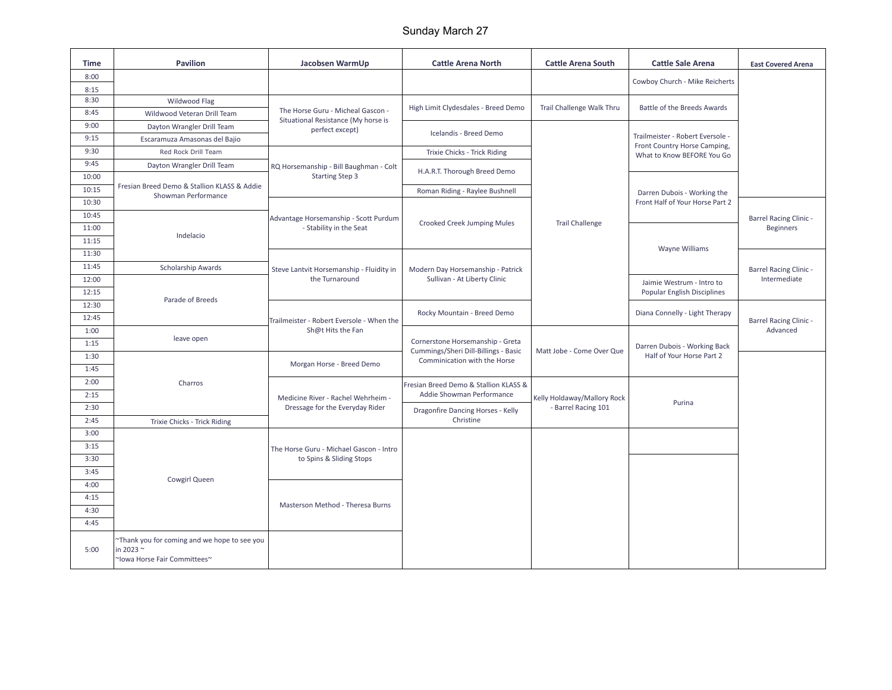# Sunday March 27

| Time | Pavilion | Jacobsen WarmUp | Cattle Arena North | Cattle Arena South | Cattle Sale Arena | East Covered Arena |
|---|---|---|---|---|---|---|
| 8:00 | | | | | Cowboy Church - Mike Reicherts | |
| 8:15 | | | | | | |
| 8:30 | Wildwood Flag | The Horse Guru - Micheal Gascon - Situational Resistance (My horse is perfect except) | High Limit Clydesdales - Breed Demo | Trail Challenge Walk Thru | Battle of the Breeds Awards | |
| 8:45 | Wildwood Veteran Drill Team | | | | | |
| 9:00 | Dayton Wrangler Drill Team | | Icelandis - Breed Demo | Trail Challenge | Trailmeister - Robert Eversole - Front Country Horse Camping, What to Know BEFORE You Go | |
| 9:15 | Escaramuza Amasonas del Bajio | | | | | |
| 9:30 | Red Rock Drill Team | RQ Horsemanship - Bill Baughman - Colt Starting Step 3 | Trixie Chicks - Trick Riding | | | |
| 9:45 | Dayton Wrangler Drill Team | | H.A.R.T. Thorough Breed Demo | | | |
| 10:00 | Fresian Breed Demo & Stallion KLASS & Addie Showman Performance | | | | Darren Dubois - Working the Front Half of Your Horse Part 2 | |
| 10:15 | | | Roman Riding - Raylee Bushnell | | | |
| 10:30 | | Advantage Horsemanship - Scott Purdum - Stability in the Seat | Crooked Creek Jumping Mules | | | Barrel Racing Clinic - Beginners |
| 10:45 | Indelacio | | | | | |
| 11:00 | | | | | Wayne Williams | |
| 11:15 | | | | | | |
| 11:30 | | Steve Lantvit Horsemanship - Fluidity in the Turnaround | Modern Day Horsemanship - Patrick Sullivan - At Liberty Clinic | | | Barrel Racing Clinic - Intermediate |
| 11:45 | Scholarship Awards | | | | | |
| 12:00 | Parade of Breeds | | | | Jaimie Westrum - Intro to Popular English Disciplines | |
| 12:15 | | | | | | |
| 12:30 | | Trailmeister - Robert Eversole - When the Sh@t Hits the Fan | Rocky Mountain - Breed Demo | | Diana Connelly - Light Therapy | Barrel Racing Clinic - Advanced |
| 12:45 | | | | | | |
| 1:00 | leave open | | Cornerstone Horsemanship - Greta Cummings/Sheri Dill-Billings - Basic Comminication with the Horse | Matt Jobe - Come Over Que | Darren Dubois - Working Back Half of Your Horse Part 2 | |
| 1:15 | | | | | | |
| 1:30 | Charros | Morgan Horse - Breed Demo | | | | |
| 1:45 | | | | | | |
| 2:00 | | Medicine River - Rachel Wehrheim - Dressage for the Everyday Rider | Fresian Breed Demo & Stallion KLASS & Addie Showman Performance | Kelly Holdaway/Mallory Rock - Barrel Racing 101 | Purina | |
| 2:15 | | | | | | |
| 2:30 | | | Dragonfire Dancing Horses - Kelly Christine | | | |
| 2:45 | Trixie Chicks - Trick Riding | | | | | |
| 3:00 | Cowgirl Queen | The Horse Guru - Michael Gascon - Intro to Spins & Sliding Stops | | | | |
| 3:15 | | | | | | |
| 3:30 | | | | | | |
| 3:45 | | | | | | |
| 4:00 | | Masterson Method - Theresa Burns | | | | |
| 4:15 | | | | | | |
| 4:30 | | | | | | |
| 4:45 | | | | | | |
| 5:00 | ~Thank you for coming and we hope to see you in 2023 ~ ~Iowa Horse Fair Committees~ | | | | | |